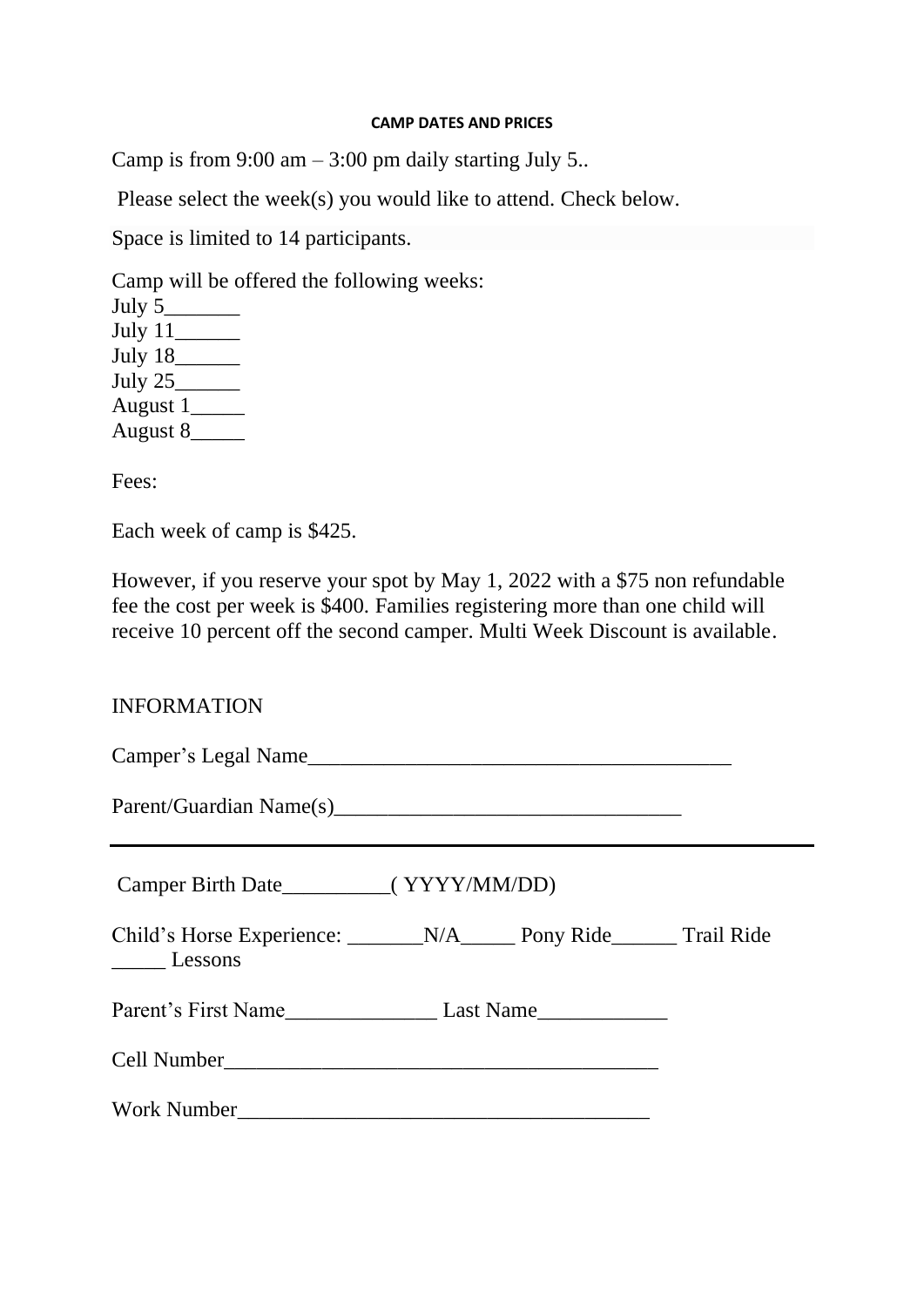**CAMP DATES AND PRICES**

Camp is from 9:00 am – 3:00 pm daily starting July 5..

Please select the week(s) you would like to attend. Check below.

Space is limited to 14 participants.

Camp will be offered the following weeks:
July 5_______
July 11______
July 18______
July 25______
August 1_____
August 8_____

Fees:

Each week of camp is $425.

However, if you reserve your spot by May 1, 2022 with a $75 non refundable fee the cost per week is $400. Families registering more than one child will receive 10 percent off the second camper. Multi Week Discount is available.

INFORMATION

Camper's Legal Name_______________________________________

Parent/Guardian Name(s)________________________________

---

Camper Birth Date__________( YYYY/MM/DD)

Child's Horse Experience: _______N/A_____ Pony Ride______ Trail Ride _____ Lessons

Parent's First Name______________ Last Name____________

Cell Number________________________________________

Work Number______________________________________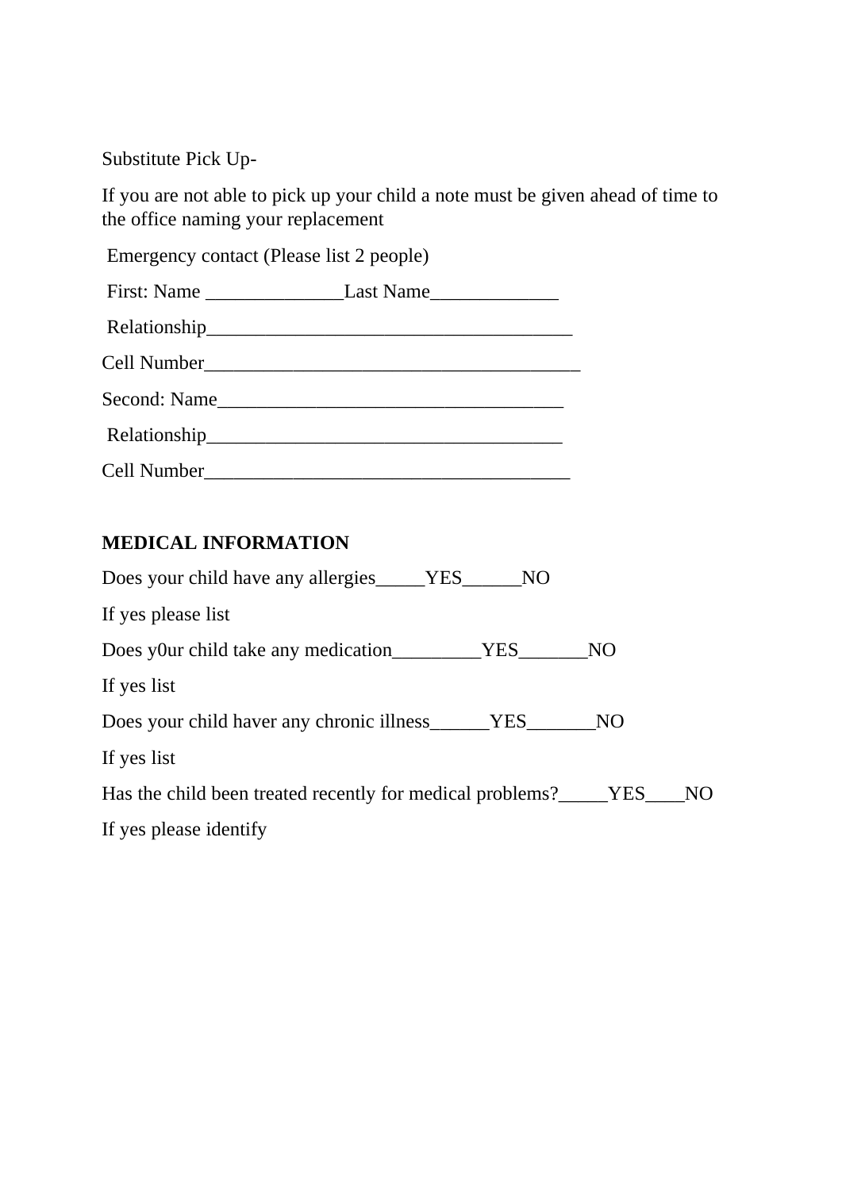Substitute Pick Up-

If you are not able to pick up your child a note must be given ahead of time to the office naming your replacement

Emergency contact (Please list 2 people)

First: Name ______________Last Name_____________

Relationship_____________________________________

Cell Number_______________________________________

Second: Name___________________________________

Relationship____________________________________

Cell Number______________________________________

**MEDICAL INFORMATION**

Does your child have any allergies_____YES______NO

If yes please list

Does y0ur child take any medication_________YES_______NO

If yes list

Does your child haver any chronic illness______YES_______NO

If yes list

Has the child been treated recently for medical problems?_____YES____NO

If yes please identify